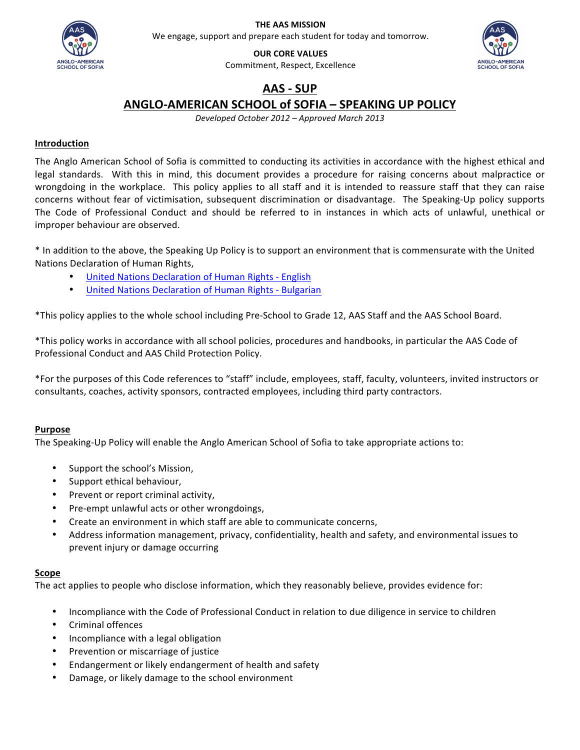**THE AAS MISSION**

We engage, support and prepare each student for today and tomorrow.

**OUR CORE VALUES**

Commitment, Respect, Excellence

# AAS - SUP

# ANGLO-AMERICAN SCHOOL of SOFIA – SPEAKING UP POLICY

*Developed October 2012 – Approved March 2013*

## Introduction

The Anglo American School of Sofia is committed to conducting its activities in accordance with the highest ethical and legal standards. With this in mind, this document provides a procedure for raising concerns about malpractice or wrongdoing in the workplace. This policy applies to all staff and it is intended to reassure staff that they can raise concerns without fear of victimisation, subsequent discrimination or disadvantage. The Speaking-Up policy supports The Code of Professional Conduct and should be referred to in instances in which acts of unlawful, unethical or improper behaviour are observed.

* In addition to the above, the Speaking Up Policy is to support an environment that is commensurate with the United Nations Declaration of Human Rights,

- United Nations Declaration of Human Rights - English
- United Nations Declaration of Human Rights - Bulgarian

*This policy applies to the whole school including Pre-School to Grade 12, AAS Staff and the AAS School Board.

*This policy works in accordance with all school policies, procedures and handbooks, in particular the AAS Code of Professional Conduct and AAS Child Protection Policy.

*For the purposes of this Code references to "staff" include, employees, staff, faculty, volunteers, invited instructors or consultants, coaches, activity sponsors, contracted employees, including third party contractors.

## Purpose

The Speaking-Up Policy will enable the Anglo American School of Sofia to take appropriate actions to:

- Support the school's Mission,
- Support ethical behaviour,
- Prevent or report criminal activity,
- Pre-empt unlawful acts or other wrongdoings,
- Create an environment in which staff are able to communicate concerns,
- Address information management, privacy, confidentiality, health and safety, and environmental issues to prevent injury or damage occurring

## Scope

The act applies to people who disclose information, which they reasonably believe, provides evidence for:

- Incompliance with the Code of Professional Conduct in relation to due diligence in service to children
- Criminal offences
- Incompliance with a legal obligation
- Prevention or miscarriage of justice
- Endangerment or likely endangerment of health and safety
- Damage, or likely damage to the school environment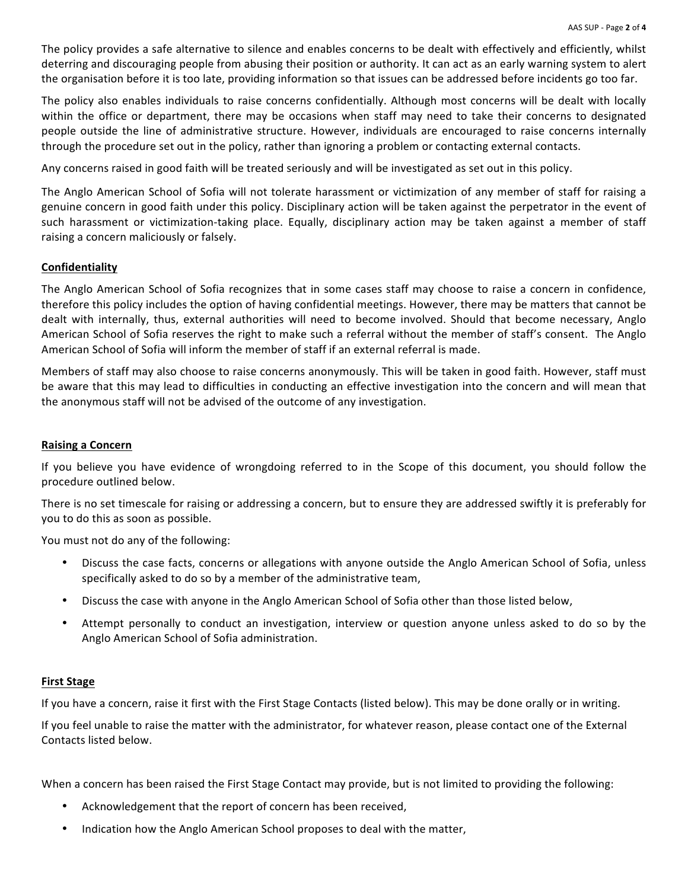The policy provides a safe alternative to silence and enables concerns to be dealt with effectively and efficiently, whilst deterring and discouraging people from abusing their position or authority. It can act as an early warning system to alert the organisation before it is too late, providing information so that issues can be addressed before incidents go too far.

The policy also enables individuals to raise concerns confidentially. Although most concerns will be dealt with locally within the office or department, there may be occasions when staff may need to take their concerns to designated people outside the line of administrative structure. However, individuals are encouraged to raise concerns internally through the procedure set out in the policy, rather than ignoring a problem or contacting external contacts.

Any concerns raised in good faith will be treated seriously and will be investigated as set out in this policy.

The Anglo American School of Sofia will not tolerate harassment or victimization of any member of staff for raising a genuine concern in good faith under this policy. Disciplinary action will be taken against the perpetrator in the event of such harassment or victimization-taking place. Equally, disciplinary action may be taken against a member of staff raising a concern maliciously or falsely.

## Confidentiality

The Anglo American School of Sofia recognizes that in some cases staff may choose to raise a concern in confidence, therefore this policy includes the option of having confidential meetings. However, there may be matters that cannot be dealt with internally, thus, external authorities will need to become involved. Should that become necessary, Anglo American School of Sofia reserves the right to make such a referral without the member of staff's consent. The Anglo American School of Sofia will inform the member of staff if an external referral is made.

Members of staff may also choose to raise concerns anonymously. This will be taken in good faith. However, staff must be aware that this may lead to difficulties in conducting an effective investigation into the concern and will mean that the anonymous staff will not be advised of the outcome of any investigation.

## Raising a Concern

If you believe you have evidence of wrongdoing referred to in the Scope of this document, you should follow the procedure outlined below.

There is no set timescale for raising or addressing a concern, but to ensure they are addressed swiftly it is preferably for you to do this as soon as possible.

You must not do any of the following:

- Discuss the case facts, concerns or allegations with anyone outside the Anglo American School of Sofia, unless specifically asked to do so by a member of the administrative team,
- Discuss the case with anyone in the Anglo American School of Sofia other than those listed below,
- Attempt personally to conduct an investigation, interview or question anyone unless asked to do so by the Anglo American School of Sofia administration.

## First Stage

If you have a concern, raise it first with the First Stage Contacts (listed below). This may be done orally or in writing.

If you feel unable to raise the matter with the administrator, for whatever reason, please contact one of the External Contacts listed below.

When a concern has been raised the First Stage Contact may provide, but is not limited to providing the following:

- Acknowledgement that the report of concern has been received,
- Indication how the Anglo American School proposes to deal with the matter,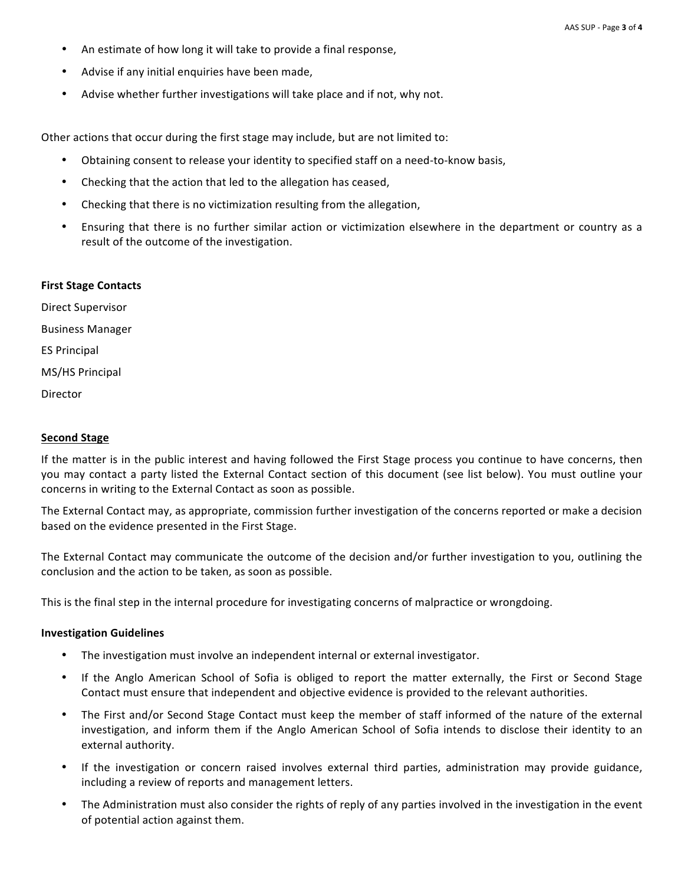- An estimate of how long it will take to provide a final response,
- Advise if any initial enquiries have been made,
- Advise whether further investigations will take place and if not, why not.

Other actions that occur during the first stage may include, but are not limited to:

- Obtaining consent to release your identity to specified staff on a need-to-know basis,
- Checking that the action that led to the allegation has ceased,
- Checking that there is no victimization resulting from the allegation,
- Ensuring that there is no further similar action or victimization elsewhere in the department or country as a result of the outcome of the investigation.

**First Stage Contacts**

Direct Supervisor

Business Manager

ES Principal

MS/HS Principal

Director

**<u>Second Stage</u>**

If the matter is in the public interest and having followed the First Stage process you continue to have concerns, then you may contact a party listed the External Contact section of this document (see list below). You must outline your concerns in writing to the External Contact as soon as possible.

The External Contact may, as appropriate, commission further investigation of the concerns reported or make a decision based on the evidence presented in the First Stage.

The External Contact may communicate the outcome of the decision and/or further investigation to you, outlining the conclusion and the action to be taken, as soon as possible.

This is the final step in the internal procedure for investigating concerns of malpractice or wrongdoing.

**Investigation Guidelines**

- The investigation must involve an independent internal or external investigator.
- If the Anglo American School of Sofia is obliged to report the matter externally, the First or Second Stage Contact must ensure that independent and objective evidence is provided to the relevant authorities.
- The First and/or Second Stage Contact must keep the member of staff informed of the nature of the external investigation, and inform them if the Anglo American School of Sofia intends to disclose their identity to an external authority.
- If the investigation or concern raised involves external third parties, administration may provide guidance, including a review of reports and management letters.
- The Administration must also consider the rights of reply of any parties involved in the investigation in the event of potential action against them.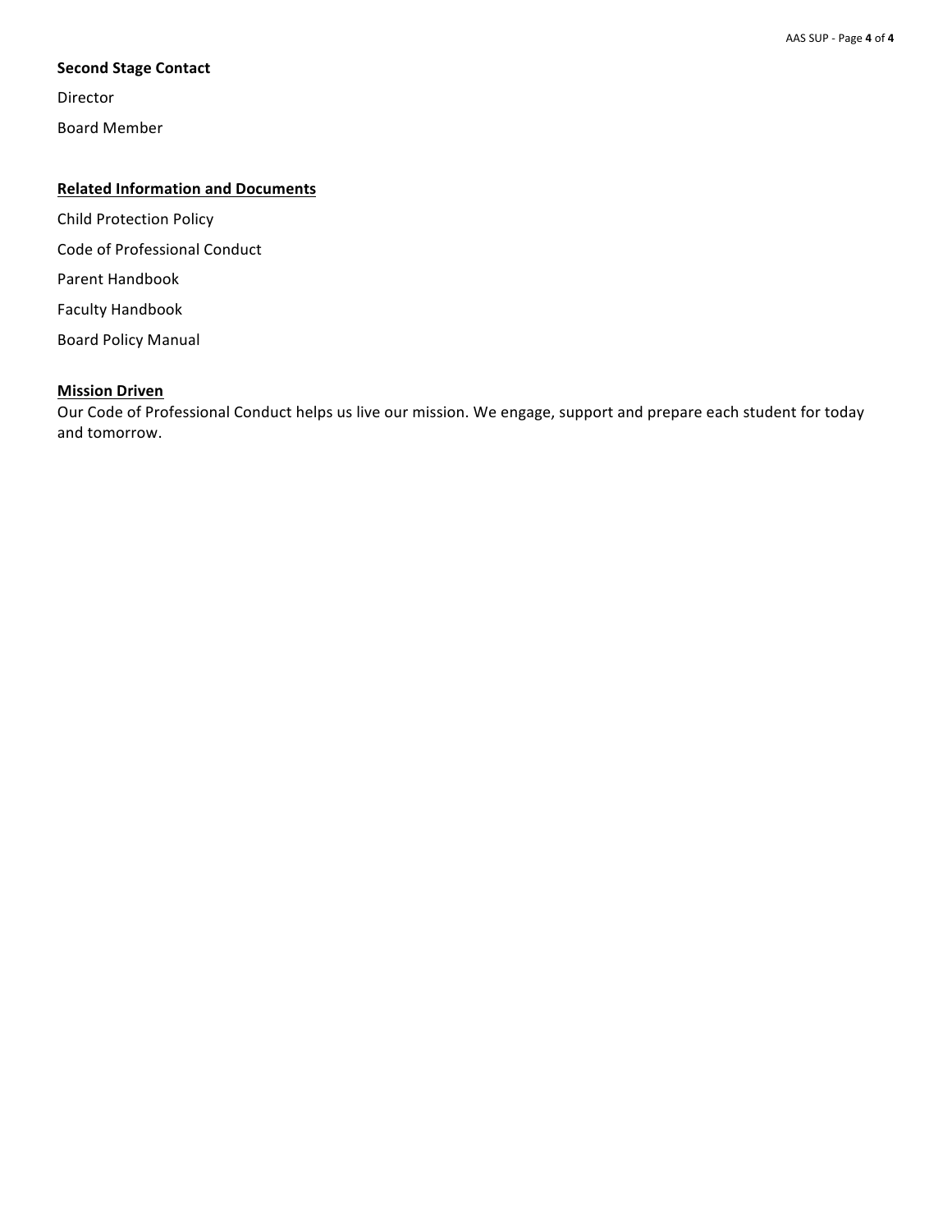**Second Stage Contact**

Director

Board Member

## Related Information and Documents

Child Protection Policy

Code of Professional Conduct

Parent Handbook

Faculty Handbook

Board Policy Manual

## Mission Driven

Our Code of Professional Conduct helps us live our mission. We engage, support and prepare each student for today and tomorrow.